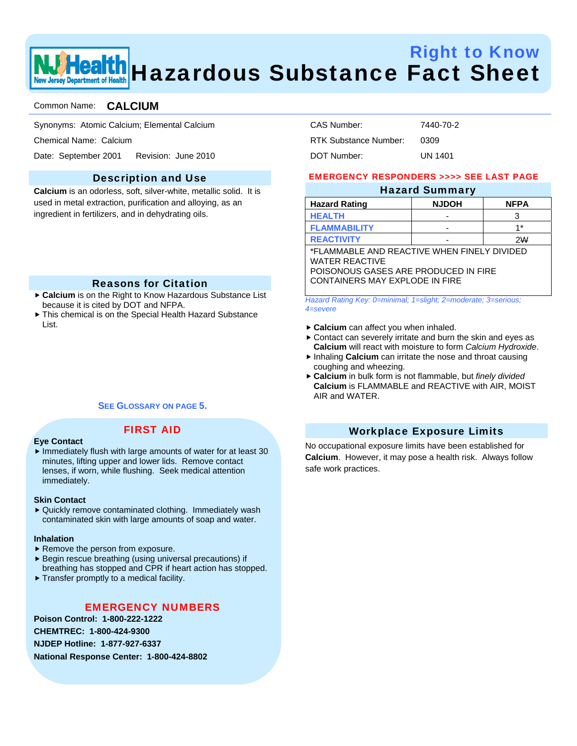# Right to Know Hazardous Substance Fact Sheet

Common Name: **CALCIUM**

Synonyms: Atomic Calcium; Elemental Calcium

Chemical Name: Calcium

Date: September 2001    Revision: June 2010

CAS Number: 7440-70-2

RTK Substance Number: 0309

DOT Number: UN 1401

## Description and Use

**Calcium** is an odorless, soft, silver-white, metallic solid. It is used in metal extraction, purification and alloying, as an ingredient in fertilizers, and in dehydrating oils.

## Reasons for Citation

- **Calcium** is on the Right to Know Hazardous Substance List because it is cited by DOT and NFPA.
- This chemical is on the Special Health Hazard Substance List.

SEE GLOSSARY ON PAGE 5.

## FIRST AID

**Eye Contact**

- Immediately flush with large amounts of water for at least 30 minutes, lifting upper and lower lids. Remove contact lenses, if worn, while flushing. Seek medical attention immediately.

**Skin Contact**

- Quickly remove contaminated clothing. Immediately wash contaminated skin with large amounts of soap and water.

**Inhalation**

- Remove the person from exposure.
- Begin rescue breathing (using universal precautions) if breathing has stopped and CPR if heart action has stopped.
- Transfer promptly to a medical facility.

## EMERGENCY NUMBERS

**Poison Control: 1-800-222-1222**

**CHEMTREC: 1-800-424-9300**

**NJDEP Hotline: 1-877-927-6337**

**National Response Center: 1-800-424-8802**

EMERGENCY RESPONDERS >>>> SEE LAST PAGE

## Hazard Summary

| Hazard Rating | NJDOH | NFPA |
|---|---|---|
| HEALTH | - | 3 |
| FLAMMABILITY | - | 1* |
| REACTIVITY | - | 2W |

*FLAMMABLE AND REACTIVE WHEN FINELY DIVIDED
WATER REACTIVE
POISONOUS GASES ARE PRODUCED IN FIRE
CONTAINERS MAY EXPLODE IN FIRE

*Hazard Rating Key: 0=minimal; 1=slight; 2=moderate; 3=serious; 4=severe*

- **Calcium** can affect you when inhaled.
- Contact can severely irritate and burn the skin and eyes as **Calcium** will react with moisture to form *Calcium Hydroxide*.
- Inhaling **Calcium** can irritate the nose and throat causing coughing and wheezing.
- **Calcium** in bulk form is not flammable, but *finely divided* **Calcium** is FLAMMABLE and REACTIVE with AIR, MOIST AIR and WATER.

## Workplace Exposure Limits

No occupational exposure limits have been established for **Calcium**. However, it may pose a health risk. Always follow safe work practices.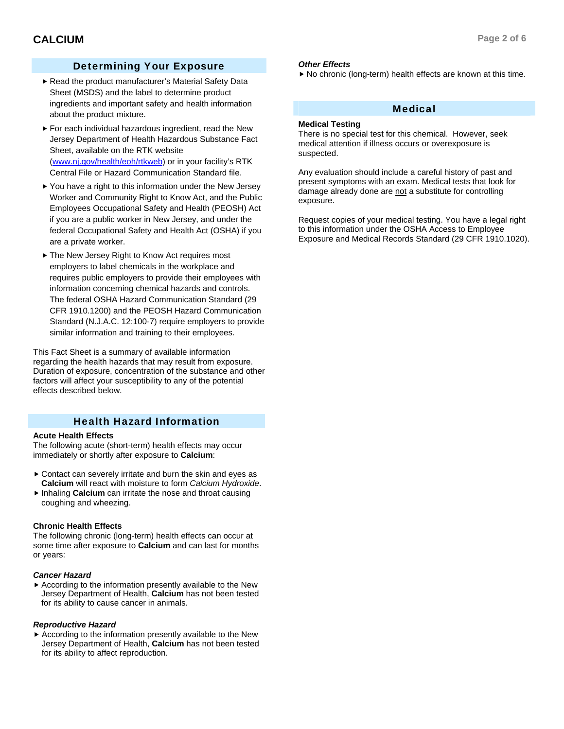## Determining Your Exposure

- Read the product manufacturer's Material Safety Data Sheet (MSDS) and the label to determine product ingredients and important safety and health information about the product mixture.
- For each individual hazardous ingredient, read the New Jersey Department of Health Hazardous Substance Fact Sheet, available on the RTK website (www.nj.gov/health/eoh/rtkweb) or in your facility's RTK Central File or Hazard Communication Standard file.
- You have a right to this information under the New Jersey Worker and Community Right to Know Act, and the Public Employees Occupational Safety and Health (PEOSH) Act if you are a public worker in New Jersey, and under the federal Occupational Safety and Health Act (OSHA) if you are a private worker.
- The New Jersey Right to Know Act requires most employers to label chemicals in the workplace and requires public employers to provide their employees with information concerning chemical hazards and controls. The federal OSHA Hazard Communication Standard (29 CFR 1910.1200) and the PEOSH Hazard Communication Standard (N.J.A.C. 12:100-7) require employers to provide similar information and training to their employees.

This Fact Sheet is a summary of available information regarding the health hazards that may result from exposure. Duration of exposure, concentration of the substance and other factors will affect your susceptibility to any of the potential effects described below.

## Health Hazard Information

### Acute Health Effects

The following acute (short-term) health effects may occur immediately or shortly after exposure to **Calcium**:

- Contact can severely irritate and burn the skin and eyes as **Calcium** will react with moisture to form *Calcium Hydroxide*.
- Inhaling **Calcium** can irritate the nose and throat causing coughing and wheezing.

### Chronic Health Effects

The following chronic (long-term) health effects can occur at some time after exposure to **Calcium** and can last for months or years:

***Cancer Hazard***

- According to the information presently available to the New Jersey Department of Health, **Calcium** has not been tested for its ability to cause cancer in animals.

***Reproductive Hazard***

- According to the information presently available to the New Jersey Department of Health, **Calcium** has not been tested for its ability to affect reproduction.

***Other Effects***

- No chronic (long-term) health effects are known at this time.

## Medical

### Medical Testing

There is no special test for this chemical. However, seek medical attention if illness occurs or overexposure is suspected.

Any evaluation should include a careful history of past and present symptoms with an exam. Medical tests that look for damage already done are not a substitute for controlling exposure.

Request copies of your medical testing. You have a legal right to this information under the OSHA Access to Employee Exposure and Medical Records Standard (29 CFR 1910.1020).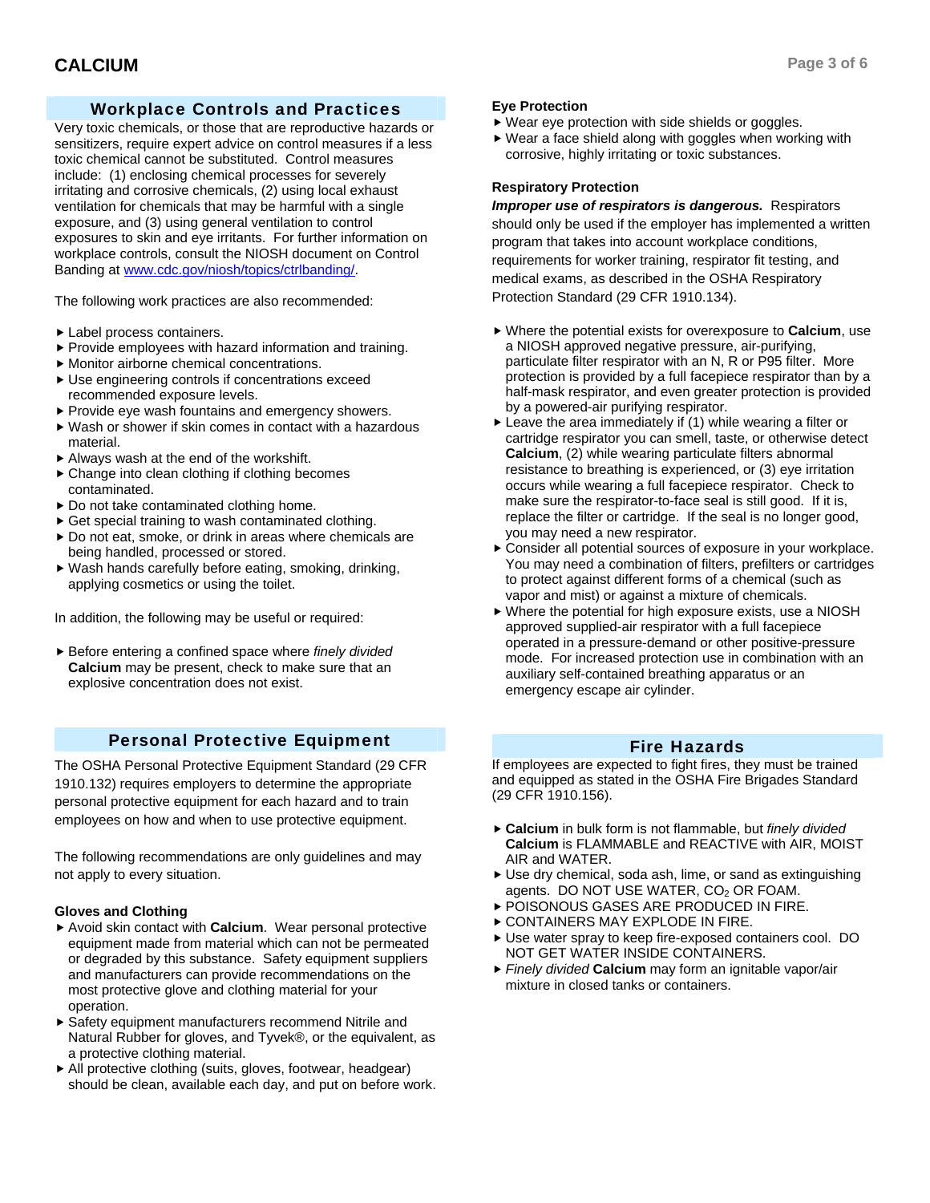## Workplace Controls and Practices

Very toxic chemicals, or those that are reproductive hazards or sensitizers, require expert advice on control measures if a less toxic chemical cannot be substituted. Control measures include: (1) enclosing chemical processes for severely irritating and corrosive chemicals, (2) using local exhaust ventilation for chemicals that may be harmful with a single exposure, and (3) using general ventilation to control exposures to skin and eye irritants. For further information on workplace controls, consult the NIOSH document on Control Banding at www.cdc.gov/niosh/topics/ctrlbanding/.

The following work practices are also recommended:

- Label process containers.
- Provide employees with hazard information and training.
- Monitor airborne chemical concentrations.
- Use engineering controls if concentrations exceed recommended exposure levels.
- Provide eye wash fountains and emergency showers.
- Wash or shower if skin comes in contact with a hazardous material.
- Always wash at the end of the workshift.
- Change into clean clothing if clothing becomes contaminated.
- Do not take contaminated clothing home.
- Get special training to wash contaminated clothing.
- Do not eat, smoke, or drink in areas where chemicals are being handled, processed or stored.
- Wash hands carefully before eating, smoking, drinking, applying cosmetics or using the toilet.

In addition, the following may be useful or required:

- Before entering a confined space where *finely divided* **Calcium** may be present, check to make sure that an explosive concentration does not exist.

## Personal Protective Equipment

The OSHA Personal Protective Equipment Standard (29 CFR 1910.132) requires employers to determine the appropriate personal protective equipment for each hazard and to train employees on how and when to use protective equipment.

The following recommendations are only guidelines and may not apply to every situation.

### Gloves and Clothing

- Avoid skin contact with **Calcium**. Wear personal protective equipment made from material which can not be permeated or degraded by this substance. Safety equipment suppliers and manufacturers can provide recommendations on the most protective glove and clothing material for your operation.
- Safety equipment manufacturers recommend Nitrile and Natural Rubber for gloves, and Tyvek®, or the equivalent, as a protective clothing material.
- All protective clothing (suits, gloves, footwear, headgear) should be clean, available each day, and put on before work.

### Eye Protection

- Wear eye protection with side shields or goggles.
- Wear a face shield along with goggles when working with corrosive, highly irritating or toxic substances.

### Respiratory Protection

***Improper use of respirators is dangerous.*** Respirators should only be used if the employer has implemented a written program that takes into account workplace conditions, requirements for worker training, respirator fit testing, and medical exams, as described in the OSHA Respiratory Protection Standard (29 CFR 1910.134).

- Where the potential exists for overexposure to **Calcium**, use a NIOSH approved negative pressure, air-purifying, particulate filter respirator with an N, R or P95 filter. More protection is provided by a full facepiece respirator than by a half-mask respirator, and even greater protection is provided by a powered-air purifying respirator.
- Leave the area immediately if (1) while wearing a filter or cartridge respirator you can smell, taste, or otherwise detect **Calcium**, (2) while wearing particulate filters abnormal resistance to breathing is experienced, or (3) eye irritation occurs while wearing a full facepiece respirator. Check to make sure the respirator-to-face seal is still good. If it is, replace the filter or cartridge. If the seal is no longer good, you may need a new respirator.
- Consider all potential sources of exposure in your workplace. You may need a combination of filters, prefilters or cartridges to protect against different forms of a chemical (such as vapor and mist) or against a mixture of chemicals.
- Where the potential for high exposure exists, use a NIOSH approved supplied-air respirator with a full facepiece operated in a pressure-demand or other positive-pressure mode. For increased protection use in combination with an auxiliary self-contained breathing apparatus or an emergency escape air cylinder.

## Fire Hazards

If employees are expected to fight fires, they must be trained and equipped as stated in the OSHA Fire Brigades Standard (29 CFR 1910.156).

- **Calcium** in bulk form is not flammable, but *finely divided* **Calcium** is FLAMMABLE and REACTIVE with AIR, MOIST AIR and WATER.
- Use dry chemical, soda ash, lime, or sand as extinguishing agents. DO NOT USE WATER, $CO_2$ OR FOAM.
- POISONOUS GASES ARE PRODUCED IN FIRE.
- CONTAINERS MAY EXPLODE IN FIRE.
- Use water spray to keep fire-exposed containers cool. DO NOT GET WATER INSIDE CONTAINERS.
- *Finely divided* **Calcium** may form an ignitable vapor/air mixture in closed tanks or containers.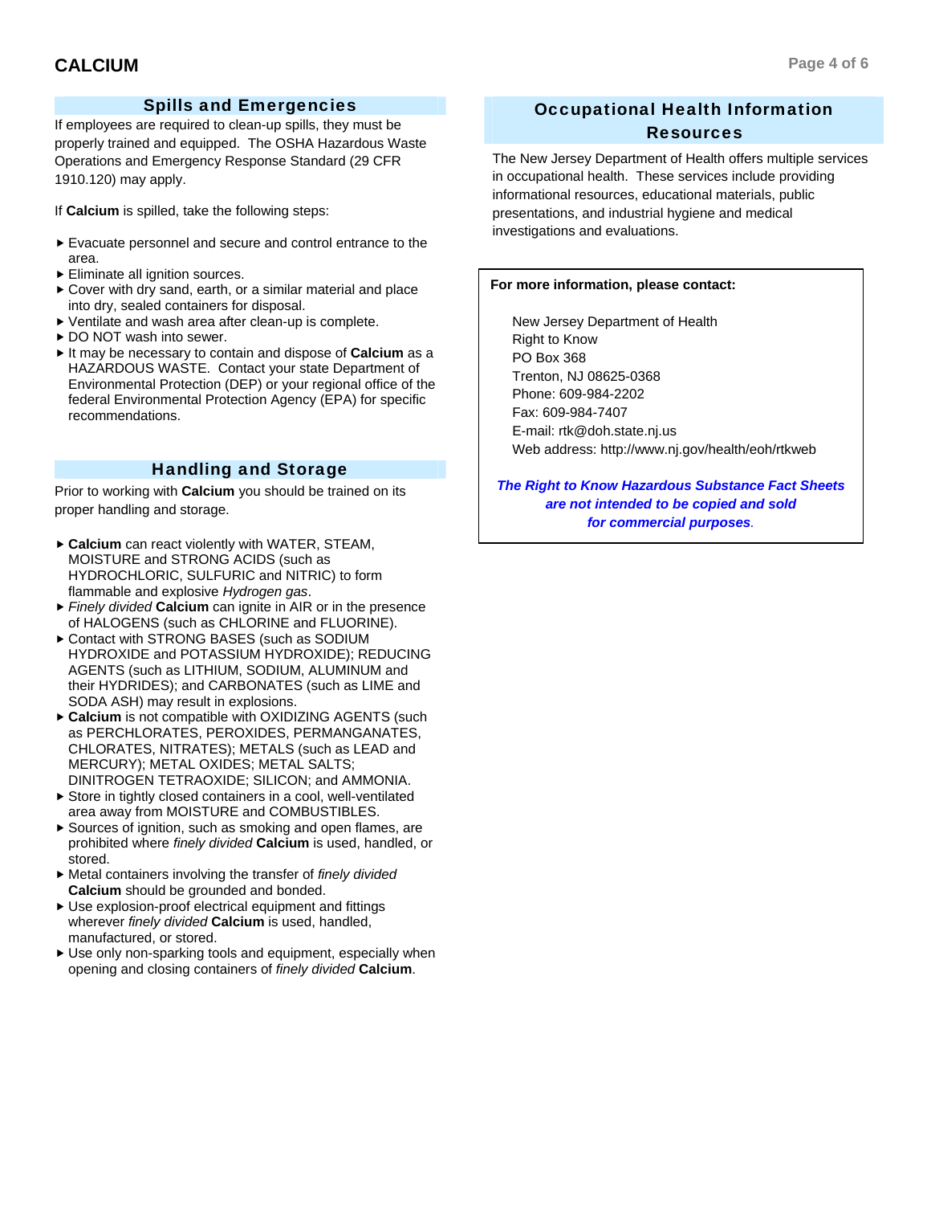# CALCIUM

## Spills and Emergencies

If employees are required to clean-up spills, they must be properly trained and equipped. The OSHA Hazardous Waste Operations and Emergency Response Standard (29 CFR 1910.120) may apply.

If **Calcium** is spilled, take the following steps:

- Evacuate personnel and secure and control entrance to the area.
- Eliminate all ignition sources.
- Cover with dry sand, earth, or a similar material and place into dry, sealed containers for disposal.
- Ventilate and wash area after clean-up is complete.
- DO NOT wash into sewer.
- It may be necessary to contain and dispose of **Calcium** as a HAZARDOUS WASTE. Contact your state Department of Environmental Protection (DEP) or your regional office of the federal Environmental Protection Agency (EPA) for specific recommendations.

## Handling and Storage

Prior to working with **Calcium** you should be trained on its proper handling and storage.

- **Calcium** can react violently with WATER, STEAM, MOISTURE and STRONG ACIDS (such as HYDROCHLORIC, SULFURIC and NITRIC) to form flammable and explosive *Hydrogen gas*.
- *Finely divided* **Calcium** can ignite in AIR or in the presence of HALOGENS (such as CHLORINE and FLUORINE).
- Contact with STRONG BASES (such as SODIUM HYDROXIDE and POTASSIUM HYDROXIDE); REDUCING AGENTS (such as LITHIUM, SODIUM, ALUMINUM and their HYDRIDES); and CARBONATES (such as LIME and SODA ASH) may result in explosions.
- **Calcium** is not compatible with OXIDIZING AGENTS (such as PERCHLORATES, PEROXIDES, PERMANGANATES, CHLORATES, NITRATES); METALS (such as LEAD and MERCURY); METAL OXIDES; METAL SALTS; DINITROGEN TETRAOXIDE; SILICON; and AMMONIA.
- Store in tightly closed containers in a cool, well-ventilated area away from MOISTURE and COMBUSTIBLES.
- Sources of ignition, such as smoking and open flames, are prohibited where *finely divided* **Calcium** is used, handled, or stored.
- Metal containers involving the transfer of *finely divided* **Calcium** should be grounded and bonded.
- Use explosion-proof electrical equipment and fittings wherever *finely divided* **Calcium** is used, handled, manufactured, or stored.
- Use only non-sparking tools and equipment, especially when opening and closing containers of *finely divided* **Calcium**.

## Occupational Health Information Resources

The New Jersey Department of Health offers multiple services in occupational health. These services include providing informational resources, educational materials, public presentations, and industrial hygiene and medical investigations and evaluations.

**For more information, please contact:**

New Jersey Department of Health
Right to Know
PO Box 368
Trenton, NJ 08625-0368
Phone: 609-984-2202
Fax: 609-984-7407
E-mail: rtk@doh.state.nj.us
Web address: http://www.nj.gov/health/eoh/rtkweb

***The Right to Know Hazardous Substance Fact Sheets are not intended to be copied and sold for commercial purposes.***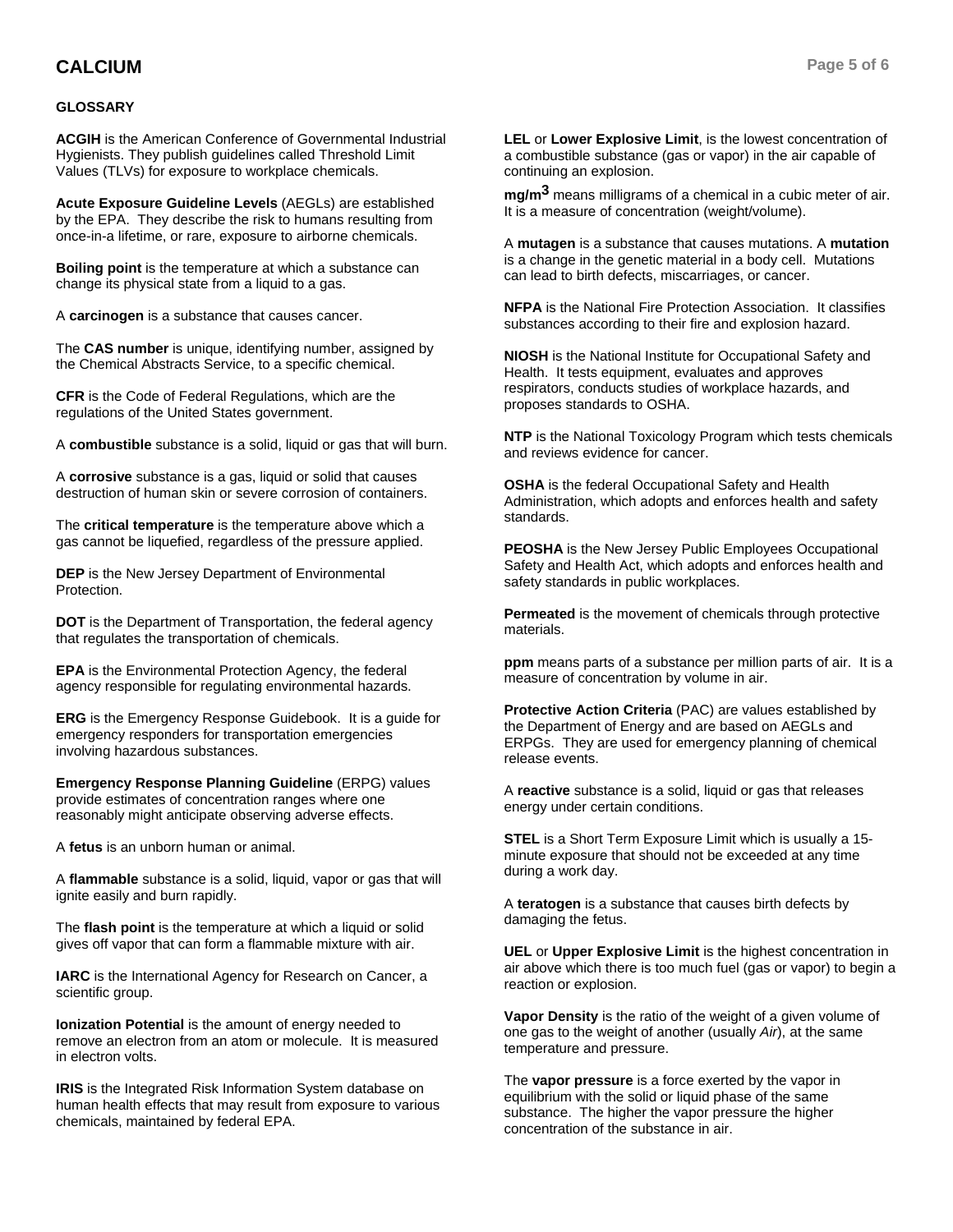## GLOSSARY

**ACGIH** is the American Conference of Governmental Industrial Hygienists. They publish guidelines called Threshold Limit Values (TLVs) for exposure to workplace chemicals.

**Acute Exposure Guideline Levels** (AEGLs) are established by the EPA. They describe the risk to humans resulting from once-in-a lifetime, or rare, exposure to airborne chemicals.

**Boiling point** is the temperature at which a substance can change its physical state from a liquid to a gas.

A **carcinogen** is a substance that causes cancer.

The **CAS number** is unique, identifying number, assigned by the Chemical Abstracts Service, to a specific chemical.

**CFR** is the Code of Federal Regulations, which are the regulations of the United States government.

A **combustible** substance is a solid, liquid or gas that will burn.

A **corrosive** substance is a gas, liquid or solid that causes destruction of human skin or severe corrosion of containers.

The **critical temperature** is the temperature above which a gas cannot be liquefied, regardless of the pressure applied.

**DEP** is the New Jersey Department of Environmental Protection.

**DOT** is the Department of Transportation, the federal agency that regulates the transportation of chemicals.

**EPA** is the Environmental Protection Agency, the federal agency responsible for regulating environmental hazards.

**ERG** is the Emergency Response Guidebook. It is a guide for emergency responders for transportation emergencies involving hazardous substances.

**Emergency Response Planning Guideline** (ERPG) values provide estimates of concentration ranges where one reasonably might anticipate observing adverse effects.

A **fetus** is an unborn human or animal.

A **flammable** substance is a solid, liquid, vapor or gas that will ignite easily and burn rapidly.

The **flash point** is the temperature at which a liquid or solid gives off vapor that can form a flammable mixture with air.

**IARC** is the International Agency for Research on Cancer, a scientific group.

**Ionization Potential** is the amount of energy needed to remove an electron from an atom or molecule. It is measured in electron volts.

**IRIS** is the Integrated Risk Information System database on human health effects that may result from exposure to various chemicals, maintained by federal EPA.

**LEL** or **Lower Explosive Limit**, is the lowest concentration of a combustible substance (gas or vapor) in the air capable of continuing an explosion.

**mg/m$^3$** means milligrams of a chemical in a cubic meter of air. It is a measure of concentration (weight/volume).

A **mutagen** is a substance that causes mutations. A **mutation** is a change in the genetic material in a body cell. Mutations can lead to birth defects, miscarriages, or cancer.

**NFPA** is the National Fire Protection Association. It classifies substances according to their fire and explosion hazard.

**NIOSH** is the National Institute for Occupational Safety and Health. It tests equipment, evaluates and approves respirators, conducts studies of workplace hazards, and proposes standards to OSHA.

**NTP** is the National Toxicology Program which tests chemicals and reviews evidence for cancer.

**OSHA** is the federal Occupational Safety and Health Administration, which adopts and enforces health and safety standards.

**PEOSHA** is the New Jersey Public Employees Occupational Safety and Health Act, which adopts and enforces health and safety standards in public workplaces.

**Permeated** is the movement of chemicals through protective materials.

**ppm** means parts of a substance per million parts of air. It is a measure of concentration by volume in air.

**Protective Action Criteria** (PAC) are values established by the Department of Energy and are based on AEGLs and ERPGs. They are used for emergency planning of chemical release events.

A **reactive** substance is a solid, liquid or gas that releases energy under certain conditions.

**STEL** is a Short Term Exposure Limit which is usually a 15-minute exposure that should not be exceeded at any time during a work day.

A **teratogen** is a substance that causes birth defects by damaging the fetus.

**UEL** or **Upper Explosive Limit** is the highest concentration in air above which there is too much fuel (gas or vapor) to begin a reaction or explosion.

**Vapor Density** is the ratio of the weight of a given volume of one gas to the weight of another (usually *Air*), at the same temperature and pressure.

The **vapor pressure** is a force exerted by the vapor in equilibrium with the solid or liquid phase of the same substance. The higher the vapor pressure the higher concentration of the substance in air.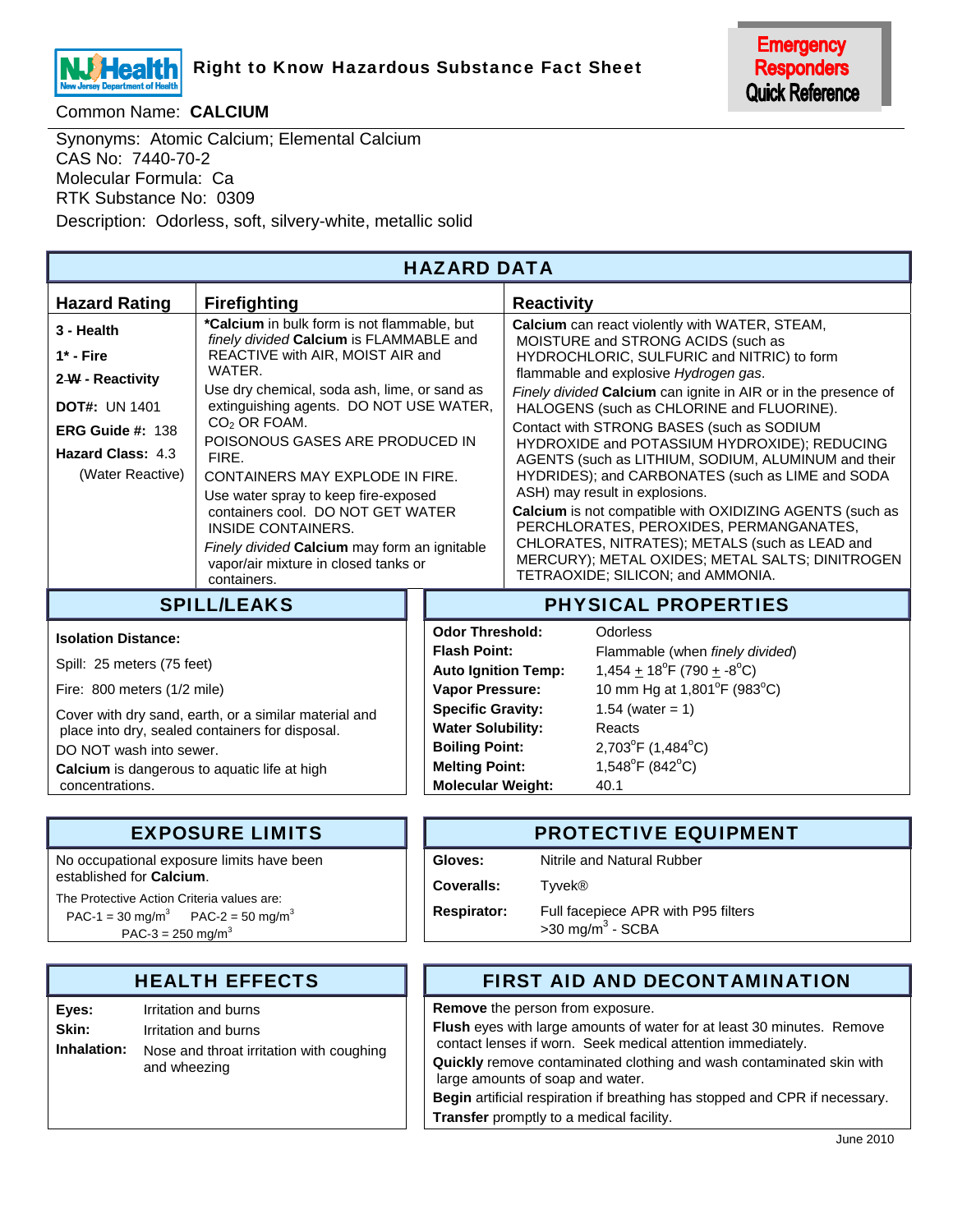Right to Know Hazardous Substance Fact Sheet

**Emergency Responders Quick Reference**

Common Name: **CALCIUM**

Synonyms: Atomic Calcium; Elemental Calcium
CAS No: 7440-70-2
Molecular Formula: Ca
RTK Substance No: 0309
Description: Odorless, soft, silvery-white, metallic solid

## HAZARD DATA

| Hazard Rating | Firefighting | Reactivity |
|---|---|---|
| **3 - Health**<br>**1* - Fire**<br>**2 ~~W~~ - Reactivity**<br>**DOT#:** UN 1401<br>**ERG Guide #:** 138<br>**Hazard Class:** 4.3 (Water Reactive) | ***Calcium** in bulk form is not flammable, but *finely divided* **Calcium** is FLAMMABLE and REACTIVE with AIR, MOIST AIR and WATER.<br>Use dry chemical, soda ash, lime, or sand as extinguishing agents. DO NOT USE WATER, $CO_2$ OR FOAM.<br>POISONOUS GASES ARE PRODUCED IN FIRE.<br>CONTAINERS MAY EXPLODE IN FIRE.<br>Use water spray to keep fire-exposed containers cool. DO NOT GET WATER INSIDE CONTAINERS.<br>*Finely divided* **Calcium** may form an ignitable vapor/air mixture in closed tanks or containers. | **Calcium** can react violently with WATER, STEAM, MOISTURE and STRONG ACIDS (such as HYDROCHLORIC, SULFURIC and NITRIC) to form flammable and explosive *Hydrogen gas*.<br>*Finely divided* **Calcium** can ignite in AIR or in the presence of HALOGENS (such as CHLORINE and FLUORINE).<br>Contact with STRONG BASES (such as SODIUM HYDROXIDE and POTASSIUM HYDROXIDE); REDUCING AGENTS (such as LITHIUM, SODIUM, ALUMINUM and their HYDRIDES); and CARBONATES (such as LIME and SODA ASH) may result in explosions.<br>**Calcium** is not compatible with OXIDIZING AGENTS (such as PERCHLORATES, PEROXIDES, PERMANGANATES, CHLORATES, NITRATES); METALS (such as LEAD and MERCURY); METAL OXIDES; METAL SALTS; DINITROGEN TETRAOXIDE; SILICON; and AMMONIA. |

## SPILL/LEAKS

**Isolation Distance:**

Spill: 25 meters (75 feet)

Fire: 800 meters (1/2 mile)

Cover with dry sand, earth, or a similar material and place into dry, sealed containers for disposal.

DO NOT wash into sewer.

**Calcium** is dangerous to aquatic life at high concentrations.

## PHYSICAL PROPERTIES

| | |
|---|---|
| **Odor Threshold:** | Odorless |
| **Flash Point:** | Flammable (when *finely divided*) |
| **Auto Ignition Temp:** | 1,454 ± 18°F (790 ± -8°C) |
| **Vapor Pressure:** | 10 mm Hg at 1,801°F (983°C) |
| **Specific Gravity:** | 1.54 (water = 1) |
| **Water Solubility:** | Reacts |
| **Boiling Point:** | 2,703°F (1,484°C) |
| **Melting Point:** | 1,548°F (842°C) |
| **Molecular Weight:** | 40.1 |

## EXPOSURE LIMITS

No occupational exposure limits have been established for **Calcium**.

The Protective Action Criteria values are:

PAC-1 = 30 mg/m³ PAC-2 = 50 mg/m³
PAC-3 = 250 mg/m³

## PROTECTIVE EQUIPMENT

| | |
|---|---|
| **Gloves:** | Nitrile and Natural Rubber |
| **Coveralls:** | Tyvek® |
| **Respirator:** | Full facepiece APR with P95 filters<br>>30 mg/m³ - SCBA |

## HEALTH EFFECTS

| | |
|---|---|
| **Eyes:** | Irritation and burns |
| **Skin:** | Irritation and burns |
| **Inhalation:** | Nose and throat irritation with coughing and wheezing |

## FIRST AID AND DECONTAMINATION

**Remove** the person from exposure.

**Flush** eyes with large amounts of water for at least 30 minutes. Remove contact lenses if worn. Seek medical attention immediately.

**Quickly** remove contaminated clothing and wash contaminated skin with large amounts of soap and water.

**Begin** artificial respiration if breathing has stopped and CPR if necessary.

**Transfer** promptly to a medical facility.

June 2010